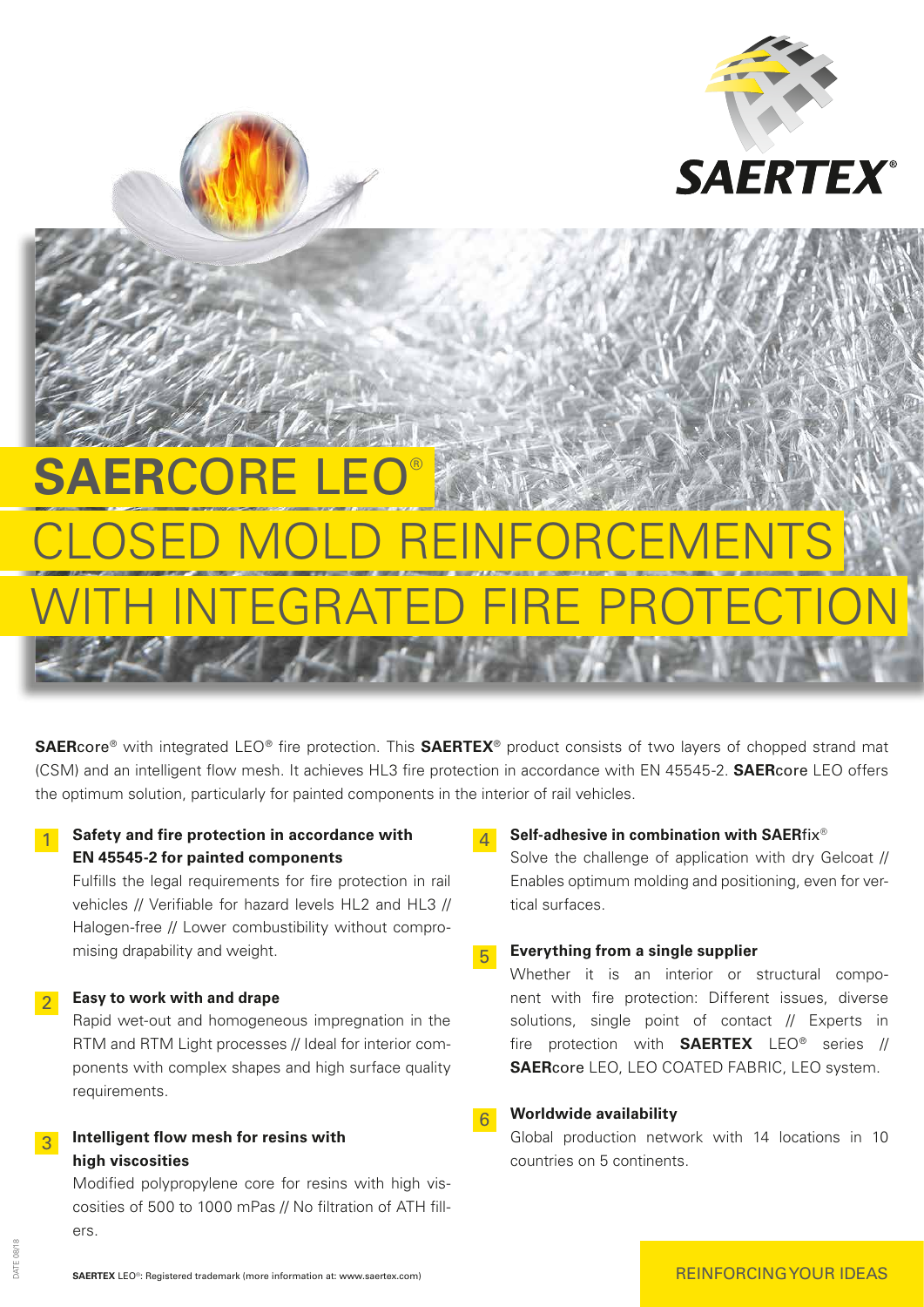# SAERCORE LEO®

# CLOSED MOLD REINFORCEMENTS WITH INTEGRATED FIRE PROTECTION

**SAER**core® with integrated LEO® fire protection. This **SAERTEX**® product consists of two layers of chopped strand mat (CSM) and an intelligent flow mesh. It achieves HL3 fire protection in accordance with EN 45545-2. **SAER**core LEO offers the optimum solution, particularly for painted components in the interior of rail vehicles.

**1 Safety and fire protection in accordance with EN 45545-2 for painted components**

Fulfills the legal requirements for fire protection in rail vehicles // Verifiable for hazard levels HL2 and HL3 // Halogen-free // Lower combustibility without compromising drapability and weight.

**2 Easy to work with and drape**

Rapid wet-out and homogeneous impregnation in the RTM and RTM Light processes // Ideal for interior components with complex shapes and high surface quality requirements.

**3 Intelligent flow mesh for resins with high viscosities**

Modified polypropylene core for resins with high viscosities of 500 to 1000 mPas // No filtration of ATH fillers.

**4 Self-adhesive in combination with SAERfix®**

Solve the challenge of application with dry Gelcoat // Enables optimum molding and positioning, even for vertical surfaces.

**5 Everything from a single supplier**

Whether it is an interior or structural component with fire protection: Different issues, diverse solutions, single point of contact // Experts in fire protection with **SAERTEX** LEO® series // **SAER**core LEO, LEO COATED FABRIC, LEO system.

**6 Worldwide availability**

Global production network with 14 locations in 10 countries on 5 continents.

**SAERTEX** LEO®: Registered trademark (more information at: www.saertex.com)

REINFORCING YOUR IDEAS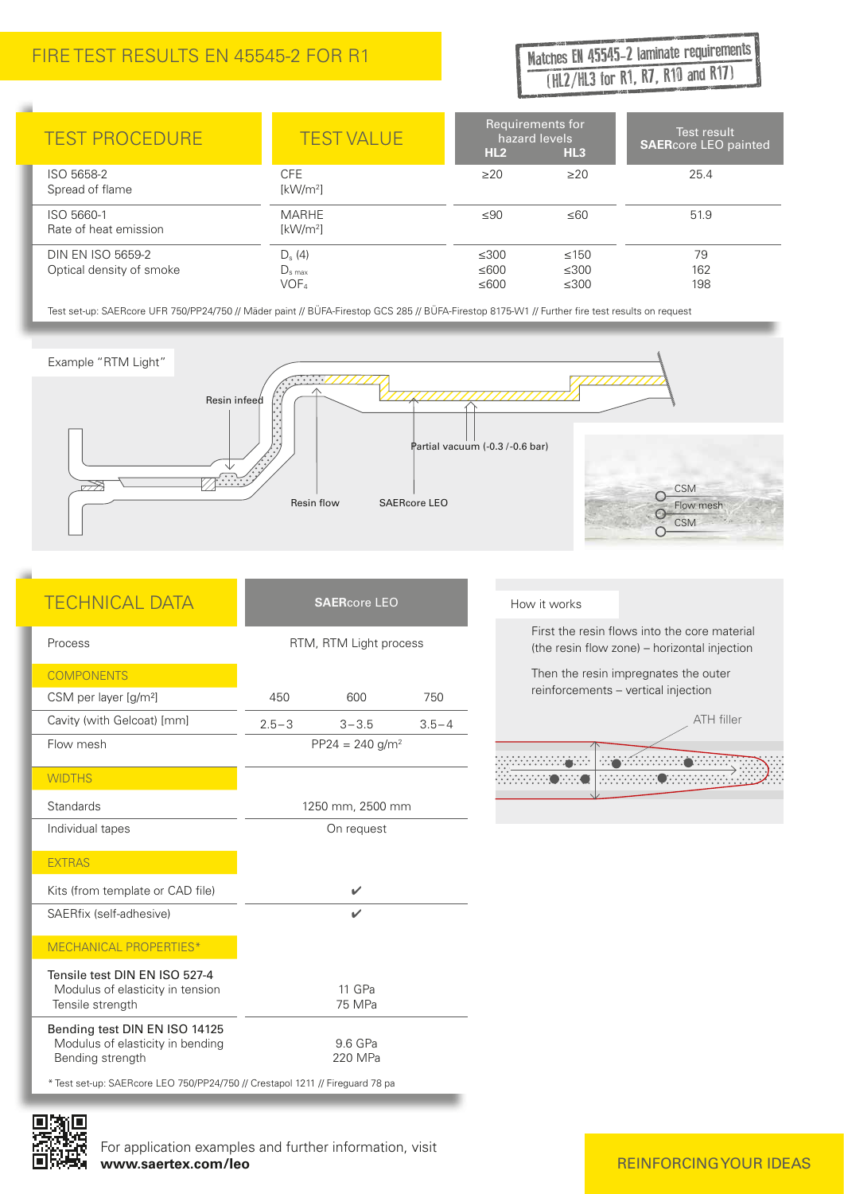## FIRE TEST RESULTS EN 45545-2 FOR R1

Matches EN 45545-2 laminate requirements (HL2/HL3 for R1, R7, R10 and R17)

| TEST PROCEDURE | TEST VALUE | Requirements for hazard levels HL2 | HL3 | Test result SAERcore LEO painted |
|---|---|---|---|---|
| ISO 5658-2 Spread of flame | CFE [kW/m²] | ≥20 | ≥20 | 25.4 |
| ISO 5660-1 Rate of heat emission | MARHE [kW/m²] | ≤90 | ≤60 | 51.9 |
| DIN EN ISO 5659-2 Optical density of smoke | $D_s$ (4) | ≤300 | ≤150 | 79 |
| | $D_{s\ max}$ | ≤600 | ≤300 | 162 |
| | $VOF_4$ | ≤600 | ≤300 | 198 |

Test set-up: SAERcore UFR 750/PP24/750 // Mäder paint // BÜFA-Firestop GCS 285 // BÜFA-Firestop 8175-W1 // Further fire test results on request

Example "RTM Light"

Resin infeed

Resin flow

SAERcore LEO

Partial vacuum (-0.3 /-0.6 bar)

CSM

Flow mesh

CSM

## TECHNICAL DATA

| | SAERcore LEO | | |
|---|---|---|---|
| Process | RTM, RTM Light process | | |
| **COMPONENTS** | | | |
| CSM per layer [g/m²] | 450 | 600 | 750 |
| Cavity (with Gelcoat) [mm] | 2.5 – 3 | 3 – 3.5 | 3.5 – 4 |
| Flow mesh | PP24 = 240 g/m² | | |
| **WIDTHS** | | | |
| Standards | 1250 mm, 2500 mm | | |
| Individual tapes | On request | | |
| **EXTRAS** | | | |
| Kits (from template or CAD file) | ✔ | | |
| SAERfix (self-adhesive) | ✔ | | |
| **MECHANICAL PROPERTIES*** | | | |
| Tensile test DIN EN ISO 527-4<br>Modulus of elasticity in tension<br>Tensile strength | 11 GPa<br>75 MPa | | |
| Bending test DIN EN ISO 14125<br>Modulus of elasticity in bending<br>Bending strength | 9.6 GPa<br>220 MPa | | |

* Test set-up: SAERcore LEO 750/PP24/750 // Crestapol 1211 // Fireguard 78 pa

How it works

First the resin flows into the core material (the resin flow zone) – horizontal injection

Then the resin impregnates the outer reinforcements – vertical injection

ATH filler

For application examples and further information, visit **www.saertex.com/leo**

REINFORCING YOUR IDEAS